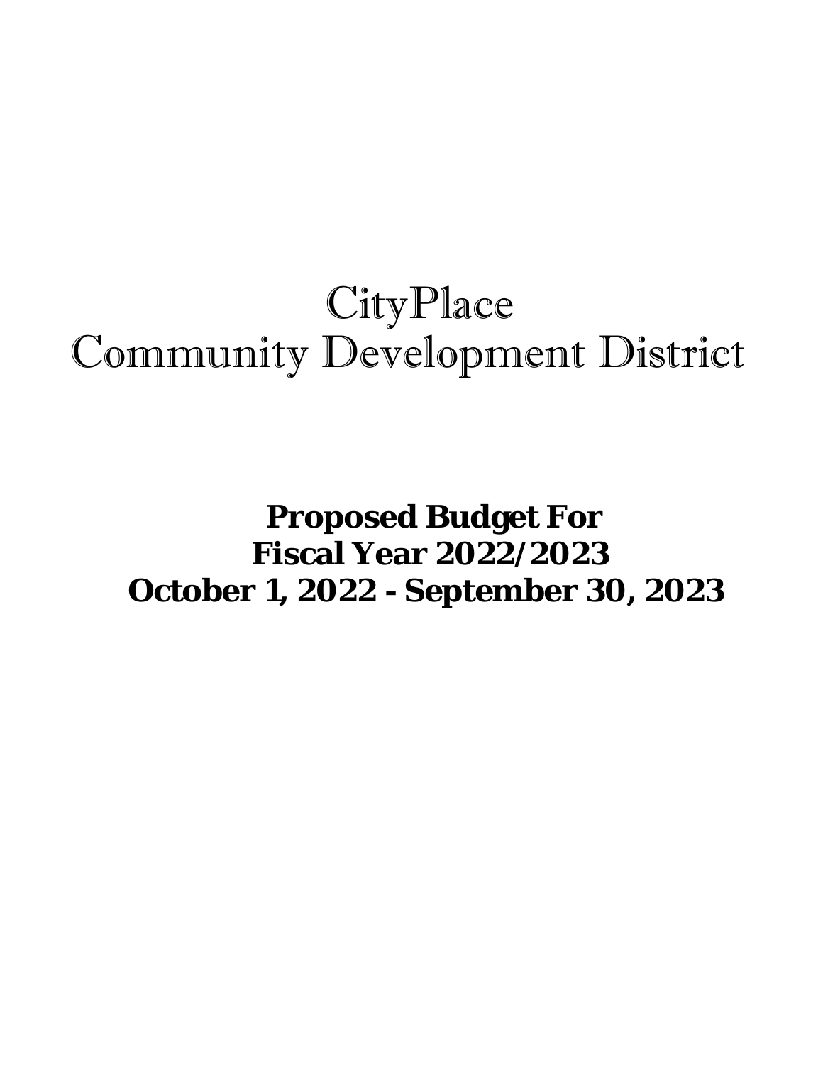# CityPlace
# Community Development District

**Proposed Budget For**
**Fiscal Year 2022/2023**
**October 1, 2022 - September 30, 2023**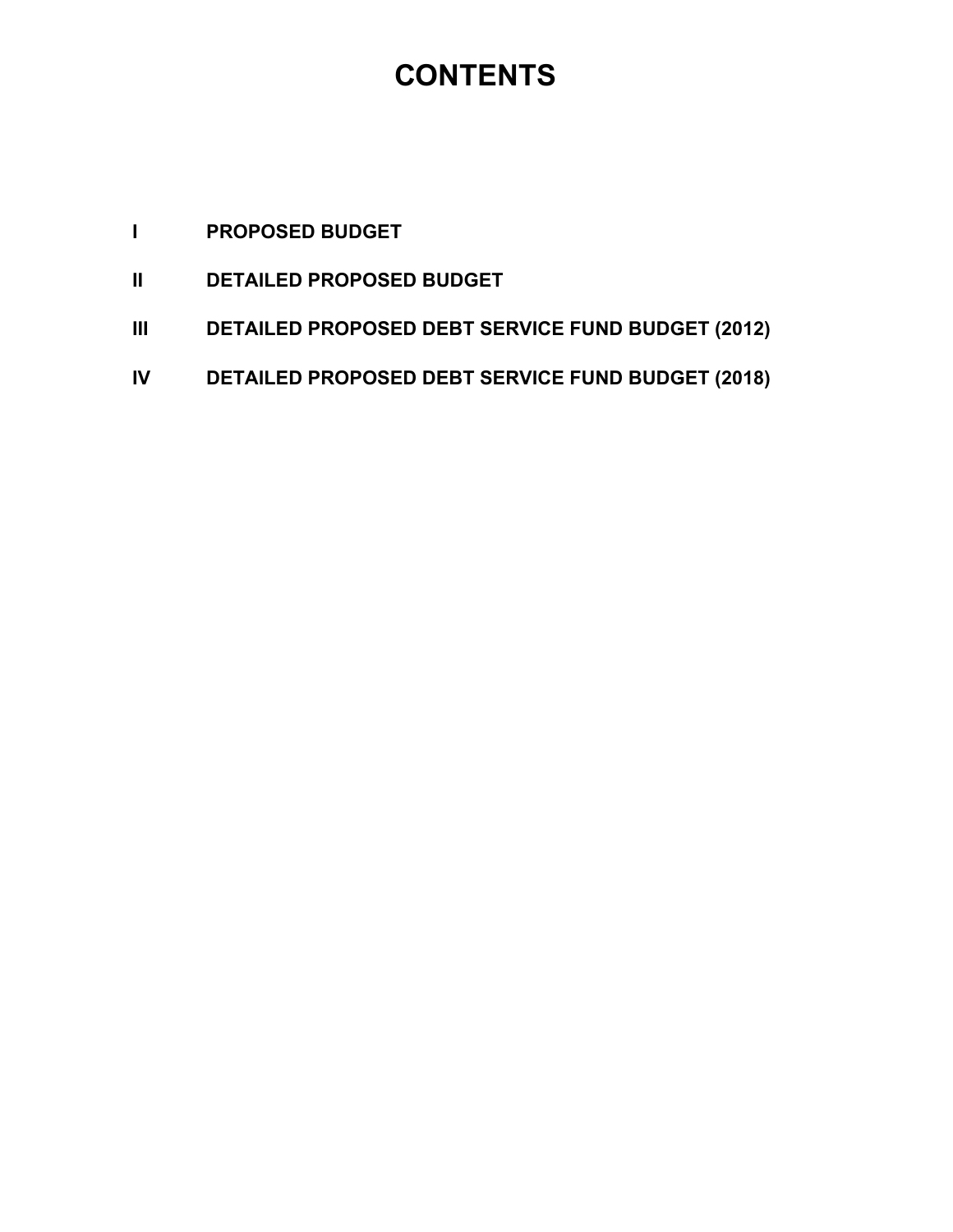# CONTENTS

**I** **PROPOSED BUDGET**

**II** **DETAILED PROPOSED BUDGET**

**III** **DETAILED PROPOSED DEBT SERVICE FUND BUDGET (2012)**

**IV** **DETAILED PROPOSED DEBT SERVICE FUND BUDGET (2018)**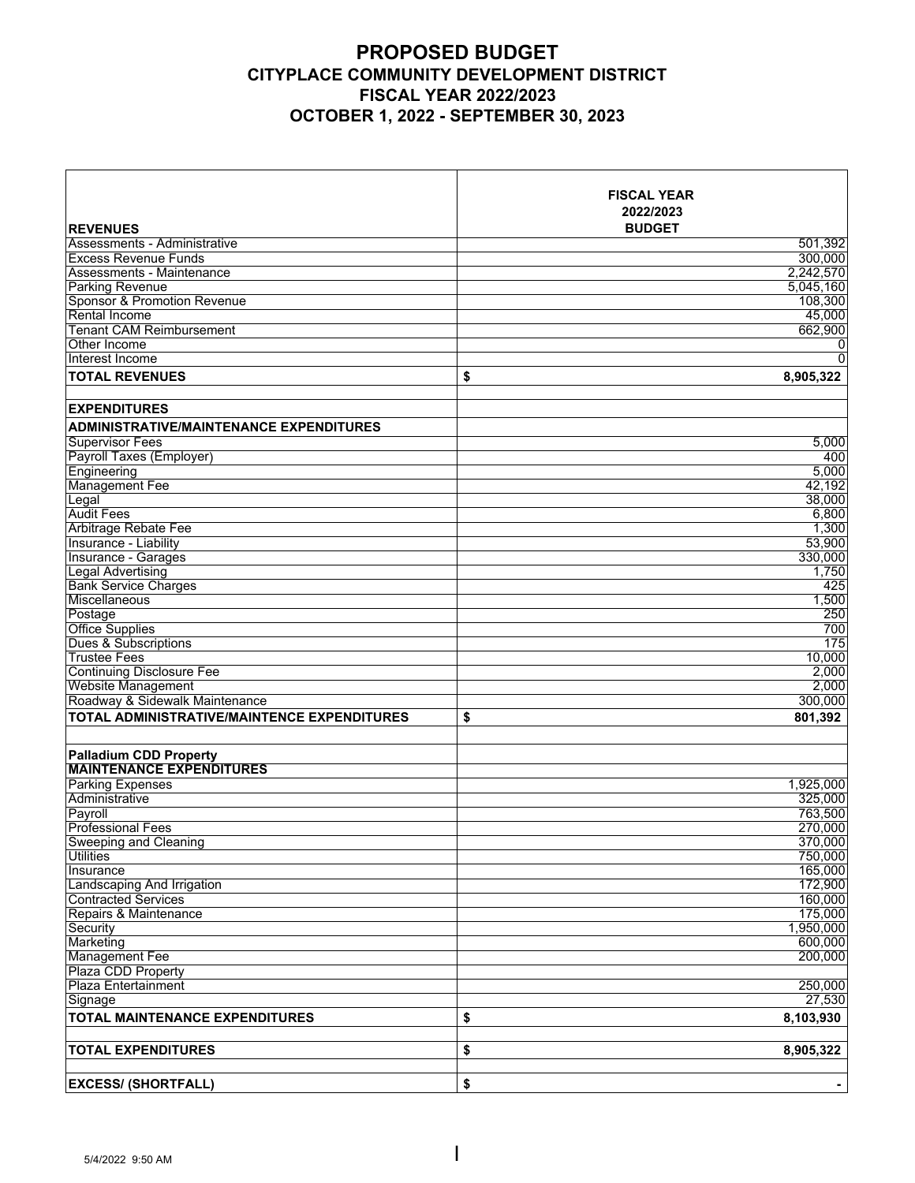# PROPOSED BUDGET

## CITYPLACE COMMUNITY DEVELOPMENT DISTRICT

## FISCAL YEAR 2022/2023

## OCTOBER 1, 2022 - SEPTEMBER 30, 2023

| **REVENUES** | **FISCAL YEAR 2022/2023 BUDGET** |
|---|---|
| Assessments - Administrative | 501,392 |
| Excess Revenue Funds | 300,000 |
| Assessments - Maintenance | 2,242,570 |
| Parking Revenue | 5,045,160 |
| Sponsor & Promotion Revenue | 108,300 |
| Rental Income | 45,000 |
| Tenant CAM Reimbursement | 662,900 |
| Other Income | 0 |
| Interest Income | 0 |
| **TOTAL REVENUES** | **$ 8,905,322** |
| | |
| **EXPENDITURES** | |
| **ADMINISTRATIVE/MAINTENANCE EXPENDITURES** | |
| Supervisor Fees | 5,000 |
| Payroll Taxes (Employer) | 400 |
| Engineering | 5,000 |
| Management Fee | 42,192 |
| Legal | 38,000 |
| Audit Fees | 6,800 |
| Arbitrage Rebate Fee | 1,300 |
| Insurance - Liability | 53,900 |
| Insurance - Garages | 330,000 |
| Legal Advertising | 1,750 |
| Bank Service Charges | 425 |
| Miscellaneous | 1,500 |
| Postage | 250 |
| Office Supplies | 700 |
| Dues & Subscriptions | 175 |
| Trustee Fees | 10,000 |
| Continuing Disclosure Fee | 2,000 |
| Website Management | 2,000 |
| Roadway & Sidewalk Maintenance | 300,000 |
| **TOTAL ADMINISTRATIVE/MAINTENCE EXPENDITURES** | **$ 801,392** |
| | |
| **Palladium CDD Property** | |
| **MAINTENANCE EXPENDITURES** | |
| Parking Expenses | 1,925,000 |
| Administrative | 325,000 |
| Payroll | 763,500 |
| Professional Fees | 270,000 |
| Sweeping and Cleaning | 370,000 |
| Utilities | 750,000 |
| Insurance | 165,000 |
| Landscaping And Irrigation | 172,900 |
| Contracted Services | 160,000 |
| Repairs & Maintenance | 175,000 |
| Security | 1,950,000 |
| Marketing | 600,000 |
| Management Fee | 200,000 |
| Plaza CDD Property | |
| Plaza Entertainment | 250,000 |
| Signage | 27,530 |
| **TOTAL MAINTENANCE EXPENDITURES** | **$ 8,103,930** |
| | |
| **TOTAL EXPENDITURES** | **$ 8,905,322** |
| | |
| **EXCESS/ (SHORTFALL)** | **$ -** |

5/4/2022 9:50 AM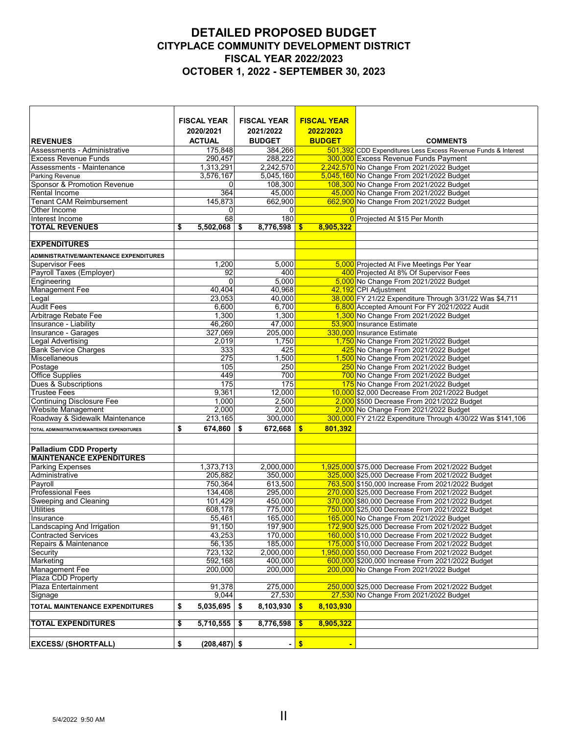# DETAILED PROPOSED BUDGET
## CITYPLACE COMMUNITY DEVELOPMENT DISTRICT
## FISCAL YEAR 2022/2023
## OCTOBER 1, 2022 - SEPTEMBER 30, 2023

| REVENUES | FISCAL YEAR 2020/2021 ACTUAL | FISCAL YEAR 2021/2022 BUDGET | FISCAL YEAR 2022/2023 BUDGET | COMMENTS |
|---|---|---|---|---|
| Assessments - Administrative | 175,848 | 384,266 | 501,392 | CDD Expenditures Less Excess Revenue Funds & Interest |
| Excess Revenue Funds | 290,457 | 288,222 | 300,000 | Excess Revenue Funds Payment |
| Assessments - Maintenance | 1,313,291 | 2,242,570 | 2,242,570 | No Change From 2021/2022 Budget |
| Parking Revenue | 3,576,167 | 5,045,160 | 5,045,160 | No Change From 2021/2022 Budget |
| Sponsor & Promotion Revenue | 0 | 108,300 | 108,300 | No Change From 2021/2022 Budget |
| Rental Income | 364 | 45,000 | 45,000 | No Change From 2021/2022 Budget |
| Tenant CAM Reimbursement | 145,873 | 662,900 | 662,900 | No Change From 2021/2022 Budget |
| Other Income | 0 | 0 | 0 | |
| Interest Income | 68 | 180 | 0 | Projected At $15 Per Month |
| **TOTAL REVENUES** | **$ 5,502,068** | **$ 8,776,598** | **$ 8,905,322** | |
| | | | | |
| **EXPENDITURES** | | | | |
| **ADMINISTRATIVE/MAINTENANCE EXPENDITURES** | | | | |
| Supervisor Fees | 1,200 | 5,000 | 5,000 | Projected At Five Meetings Per Year |
| Payroll Taxes (Employer) | 92 | 400 | 400 | Projected At 8% Of Supervisor Fees |
| Engineering | 0 | 5,000 | 5,000 | No Change From 2021/2022 Budget |
| Management Fee | 40,404 | 40,968 | 42,192 | CPI Adjustment |
| Legal | 23,053 | 40,000 | 38,000 | FY 21/22 Expenditure Through 3/31/22 Was $4,711 |
| Audit Fees | 6,600 | 6,700 | 6,800 | Accepted Amount For FY 2021/2022 Audit |
| Arbitrage Rebate Fee | 1,300 | 1,300 | 1,300 | No Change From 2021/2022 Budget |
| Insurance - Liability | 46,260 | 47,000 | 53,900 | Insurance Estimate |
| Insurance - Garages | 327,069 | 205,000 | 330,000 | Insurance Estimate |
| Legal Advertising | 2,019 | 1,750 | 1,750 | No Change From 2021/2022 Budget |
| Bank Service Charges | 333 | 425 | 425 | No Change From 2021/2022 Budget |
| Miscellaneous | 275 | 1,500 | 1,500 | No Change From 2021/2022 Budget |
| Postage | 105 | 250 | 250 | No Change From 2021/2022 Budget |
| Office Supplies | 449 | 700 | 700 | No Change From 2021/2022 Budget |
| Dues & Subscriptions | 175 | 175 | 175 | No Change From 2021/2022 Budget |
| Trustee Fees | 9,361 | 12,000 | 10,000 | $2,000 Decrease From 2021/2022 Budget |
| Continuing Disclosure Fee | 1,000 | 2,500 | 2,000 | $500 Decrease From 2021/2022 Budget |
| Website Management | 2,000 | 2,000 | 2,000 | No Change From 2021/2022 Budget |
| Roadway & Sidewalk Maintenance | 213,165 | 300,000 | 300,000 | FY 21/22 Expenditure Through 4/30/22 Was $141,106 |
| **TOTAL ADMINISTRATIVE/MAINTENCE EXPENDITURES** | **$ 674,860** | **$ 672,668** | **$ 801,392** | |
| | | | | |
| **Palladium CDD Property** | | | | |
| **MAINTENANCE EXPENDITURES** | | | | |
| Parking Expenses | 1,373,713 | 2,000,000 | 1,925,000 | $75,000 Decrease From 2021/2022 Budget |
| Administrative | 205,882 | 350,000 | 325,000 | $25,000 Decrease From 2021/2022 Budget |
| Payroll | 750,364 | 613,500 | 763,500 | $150,000 Increase From 2021/2022 Budget |
| Professional Fees | 134,408 | 295,000 | 270,000 | $25,000 Decrease From 2021/2022 Budget |
| Sweeping and Cleaning | 101,429 | 450,000 | 370,000 | $80,000 Decrease From 2021/2022 Budget |
| Utilities | 608,178 | 775,000 | 750,000 | $25,000 Decrease From 2021/2022 Budget |
| Insurance | 55,461 | 165,000 | 165,000 | No Change From 2021/2022 Budget |
| Landscaping And Irrigation | 91,150 | 197,900 | 172,900 | $25,000 Decrease From 2021/2022 Budget |
| Contracted Services | 43,253 | 170,000 | 160,000 | $10,000 Decrease From 2021/2022 Budget |
| Repairs & Maintenance | 56,135 | 185,000 | 175,000 | $10,000 Decrease From 2021/2022 Budget |
| Security | 723,132 | 2,000,000 | 1,950,000 | $50,000 Decrease From 2021/2022 Budget |
| Marketing | 592,168 | 400,000 | 600,000 | $200,000 Increase From 2021/2022 Budget |
| Management Fee | 200,000 | 200,000 | 200,000 | No Change From 2021/2022 Budget |
| Plaza CDD Property | | | | |
| Plaza Entertainment | 91,378 | 275,000 | 250,000 | $25,000 Decrease From 2021/2022 Budget |
| Signage | 9,044 | 27,530 | 27,530 | No Change From 2021/2022 Budget |
| **TOTAL MAINTENANCE EXPENDITURES** | **$ 5,035,695** | **$ 8,103,930** | **$ 8,103,930** | |
| | | | | |
| **TOTAL EXPENDITURES** | **$ 5,710,555** | **$ 8,776,598** | **$ 8,905,322** | |
| | | | | |
| **EXCESS/ (SHORTFALL)** | **$ (208,487)** | **$ -** | **$ -** | |

5/4/2022 9:50 AM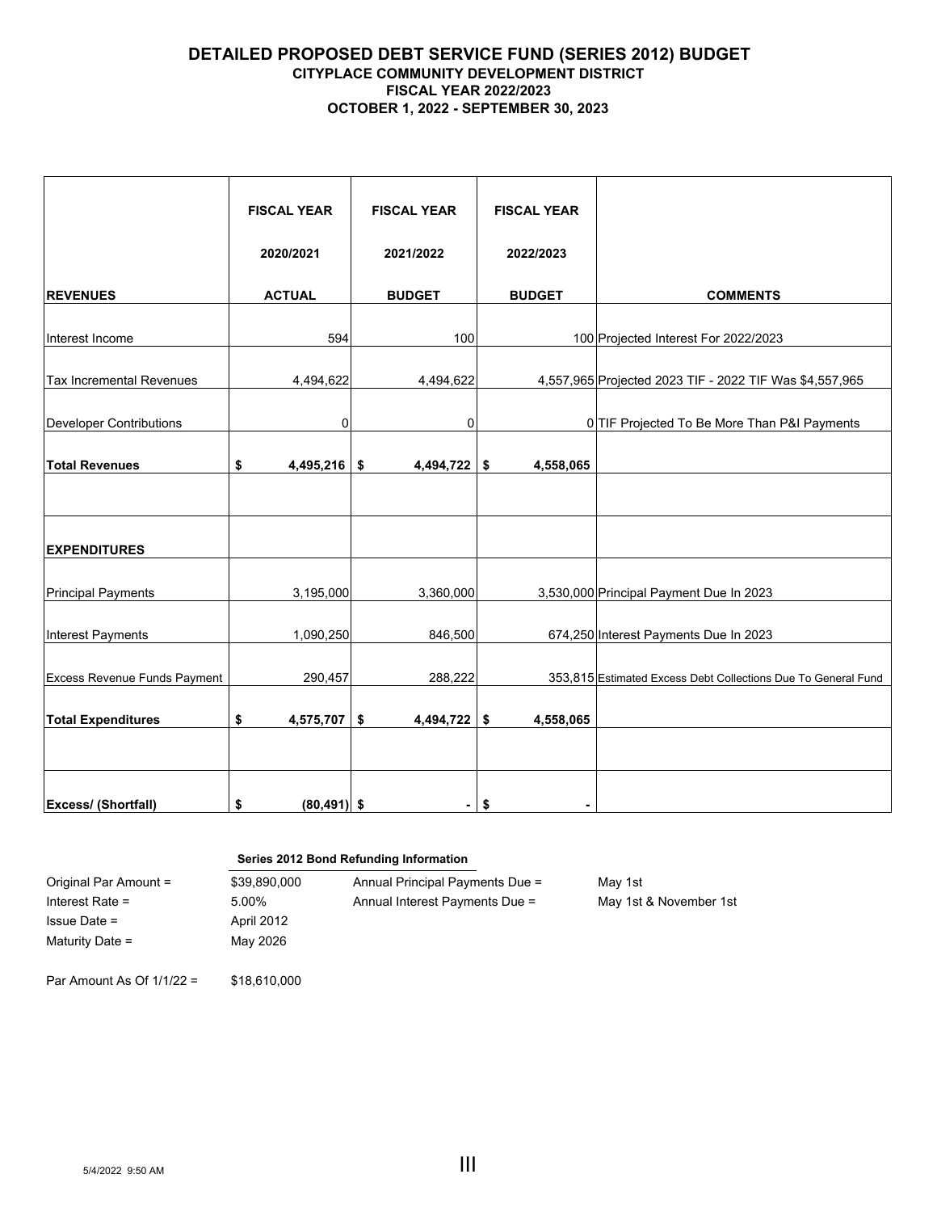# DETAILED PROPOSED DEBT SERVICE FUND (SERIES 2012) BUDGET
## CITYPLACE COMMUNITY DEVELOPMENT DISTRICT
### FISCAL YEAR 2022/2023
### OCTOBER 1, 2022 - SEPTEMBER 30, 2023

| REVENUES | FISCAL YEAR 2020/2021 ACTUAL | FISCAL YEAR 2021/2022 BUDGET | FISCAL YEAR 2022/2023 BUDGET | COMMENTS |
|---|---|---|---|---|
| Interest Income | 594 | 100 | 100 | Projected Interest For 2022/2023 |
| Tax Incremental Revenues | 4,494,622 | 4,494,622 | 4,557,965 | Projected 2023 TIF - 2022 TIF Was $4,557,965 |
| Developer Contributions | 0 | 0 | 0 | TIF Projected To Be More Than P&I Payments |
| **Total Revenues** | **$ 4,495,216** | **$ 4,494,722** | **$ 4,558,065** | |
| | | | | |
| **EXPENDITURES** | | | | |
| Principal Payments | 3,195,000 | 3,360,000 | 3,530,000 | Principal Payment Due In 2023 |
| Interest Payments | 1,090,250 | 846,500 | 674,250 | Interest Payments Due In 2023 |
| Excess Revenue Funds Payment | 290,457 | 288,222 | 353,815 | Estimated Excess Debt Collections Due To General Fund |
| **Total Expenditures** | **$ 4,575,707** | **$ 4,494,722** | **$ 4,558,065** | |
| | | | | |
| **Excess/ (Shortfall)** | **$ (80,491)** | **$ -** | **$ -** | |

**Series 2012 Bond Refunding Information**

| | | | |
|---|---|---|---|
| Original Par Amount = | $39,890,000 | Annual Principal Payments Due = | May 1st |
| Interest Rate = | 5.00% | Annual Interest Payments Due = | May 1st & November 1st |
| Issue Date = | April 2012 | | |
| Maturity Date = | May 2026 | | |
| | | | |
| Par Amount As Of 1/1/22 = | $18,610,000 | | |

5/4/2022 9:50 AM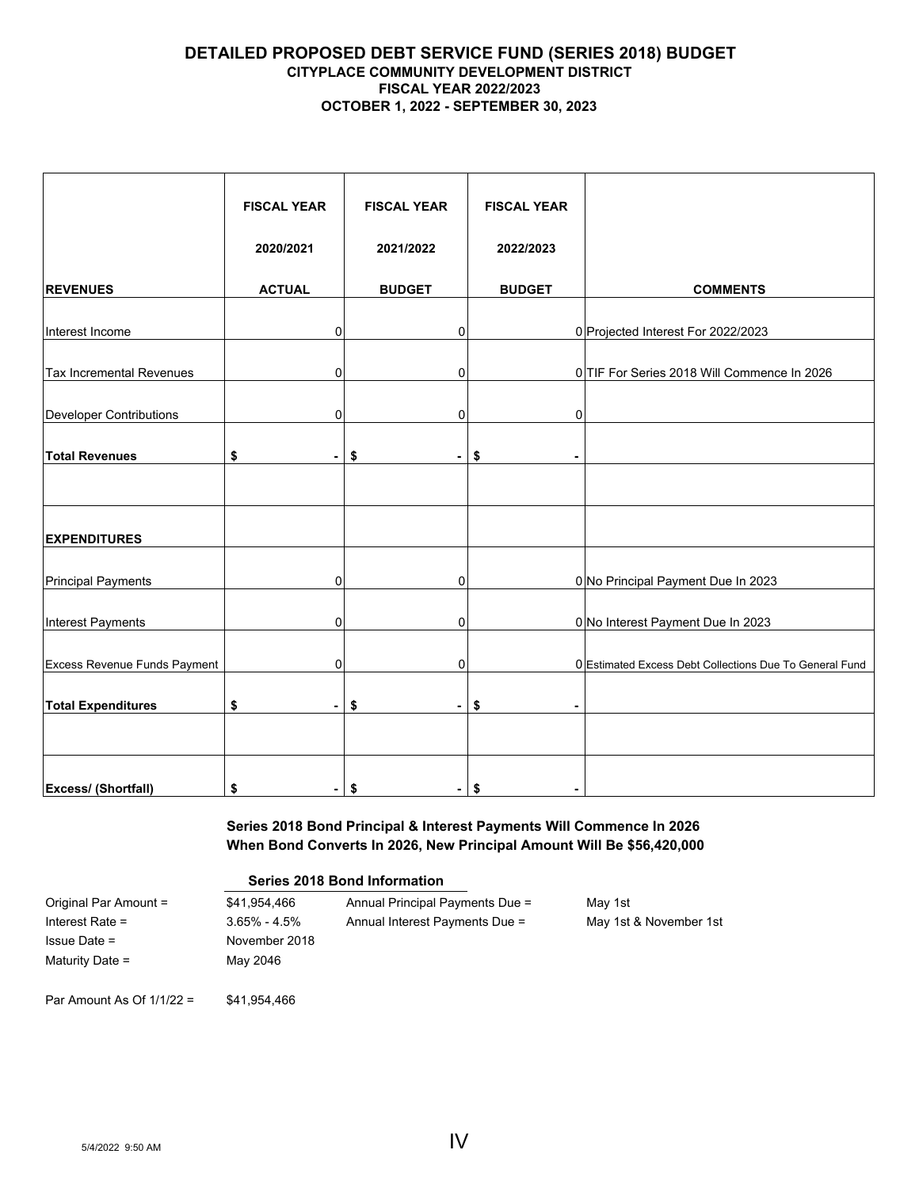# DETAILED PROPOSED DEBT SERVICE FUND (SERIES 2018) BUDGET

## CITYPLACE COMMUNITY DEVELOPMENT DISTRICT

## FISCAL YEAR 2022/2023

## OCTOBER 1, 2022 - SEPTEMBER 30, 2023

| REVENUES | FISCAL YEAR 2020/2021 ACTUAL | FISCAL YEAR 2021/2022 BUDGET | FISCAL YEAR 2022/2023 BUDGET | COMMENTS |
|---|---|---|---|---|
| Interest Income | 0 | 0 | 0 | Projected Interest For 2022/2023 |
| Tax Incremental Revenues | 0 | 0 | 0 | TIF For Series 2018 Will Commence In 2026 |
| Developer Contributions | 0 | 0 | 0 | |
| **Total Revenues** | $ - | $ - | $ - | |
| | | | | |
| **EXPENDITURES** | | | | |
| Principal Payments | 0 | 0 | 0 | No Principal Payment Due In 2023 |
| Interest Payments | 0 | 0 | 0 | No Interest Payment Due In 2023 |
| Excess Revenue Funds Payment | 0 | 0 | 0 | Estimated Excess Debt Collections Due To General Fund |
| **Total Expenditures** | $ - | $ - | $ - | |
| | | | | |
| **Excess/ (Shortfall)** | $ - | $ - | $ - | |

**Series 2018 Bond Principal & Interest Payments Will Commence In 2026**
**When Bond Converts In 2026, New Principal Amount Will Be $56,420,000**

**Series 2018 Bond Information**

| | | | |
|---|---|---|---|
| Original Par Amount = | $41,954,466 | Annual Principal Payments Due = | May 1st |
| Interest Rate = | 3.65% - 4.5% | Annual Interest Payments Due = | May 1st & November 1st |
| Issue Date = | November 2018 | | |
| Maturity Date = | May 2046 | | |
| | | | |
| Par Amount As Of 1/1/22 = | $41,954,466 | | |

5/4/2022 9:50 AM